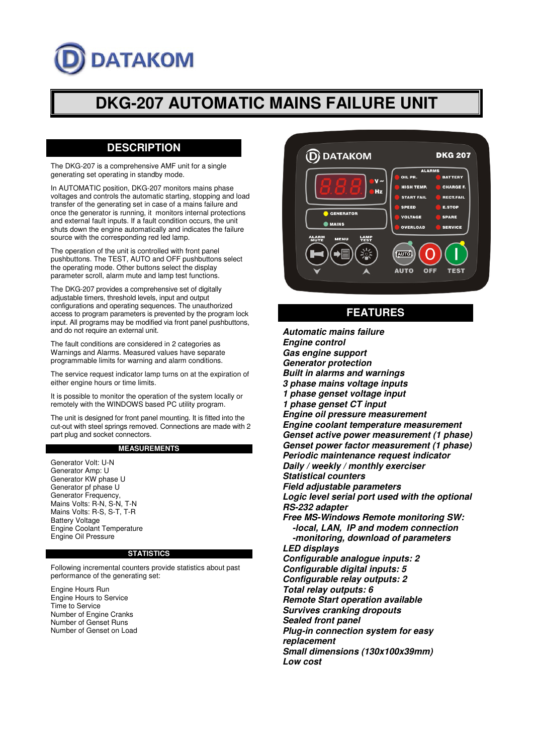DATAKOM

# DKG-207 AUTOMATIC MAINS FAILURE UNIT

## DESCRIPTION

The DKG-207 is a comprehensive AMF unit for a single generating set operating in standby mode.

In AUTOMATIC position, DKG-207 monitors mains phase voltages and controls the automatic starting, stopping and load transfer of the generating set in case of a mains failure and once the generator is running, it monitors internal protections and external fault inputs. If a fault condition occurs, the unit shuts down the engine automatically and indicates the failure source with the corresponding red led lamp.

The operation of the unit is controlled with front panel pushbuttons. The TEST, AUTO and OFF pushbuttons select the operating mode. Other buttons select the display parameter scroll, alarm mute and lamp test functions.

The DKG-207 provides a comprehensive set of digitally adjustable timers, threshold levels, input and output configurations and operating sequences. The unauthorized access to program parameters is prevented by the program lock input. All programs may be modified via front panel pushbuttons, and do not require an external unit.

The fault conditions are considered in 2 categories as Warnings and Alarms. Measured values have separate programmable limits for warning and alarm conditions.

The service request indicator lamp turns on at the expiration of either engine hours or time limits.

It is possible to monitor the operation of the system locally or remotely with the WINDOWS based PC utility program.

The unit is designed for front panel mounting. It is fitted into the cut-out with steel springs removed. Connections are made with 2 part plug and socket connectors.

### MEASUREMENTS

Generator Volt: U-N
Generator Amp: U
Generator KW phase U
Generator pf phase U
Generator Frequency,
Mains Volts: R-N, S-N, T-N
Mains Volts: R-S, S-T, T-R
Battery Voltage
Engine Coolant Temperature
Engine Oil Pressure

### STATISTICS

Following incremental counters provide statistics about past performance of the generating set:

Engine Hours Run
Engine Hours to Service
Time to Service
Number of Engine Cranks
Number of Genset Runs
Number of Genset on Load

## FEATURES

***Automatic mains failure***
***Engine control***
***Gas engine support***
***Generator protection***
***Built in alarms and warnings***
***3 phase mains voltage inputs***
***1 phase genset voltage input***
***1 phase genset CT input***
***Engine oil pressure measurement***
***Engine coolant temperature measurement***
***Genset active power measurement (1 phase)***
***Genset power factor measurement (1 phase)***
***Periodic maintenance request indicator***
***Daily / weekly / monthly exerciser***
***Statistical counters***
***Field adjustable parameters***
***Logic level serial port used with the optional RS-232 adapter***
***Free MS-Windows Remote monitoring SW:***
***-local, LAN, IP and modem connection***
***-monitoring, download of parameters***
***LED displays***
***Configurable analogue inputs: 2***
***Configurable digital inputs: 5***
***Configurable relay outputs: 2***
***Total relay outputs: 6***
***Remote Start operation available***
***Survives cranking dropouts***
***Sealed front panel***
***Plug-in connection system for easy replacement***
***Small dimensions (130x100x39mm)***
***Low cost***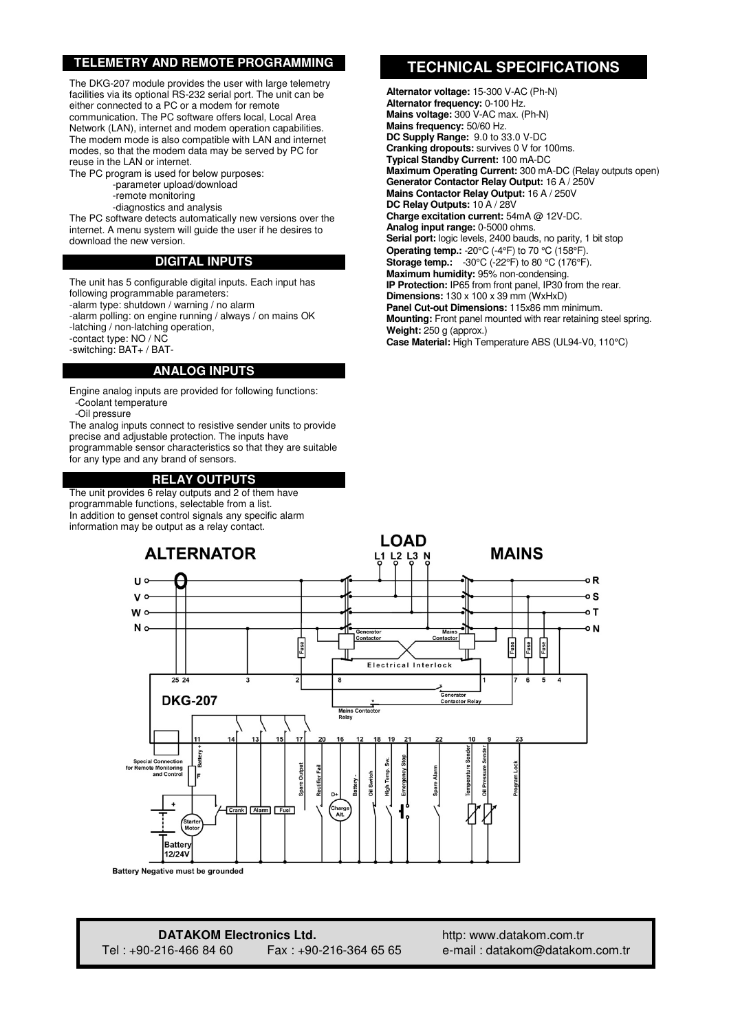## TELEMETRY AND REMOTE PROGRAMMING

The DKG-207 module provides the user with large telemetry facilities via its optional RS-232 serial port. The unit can be either connected to a PC or a modem for remote communication. The PC software offers local, Local Area Network (LAN), internet and modem operation capabilities. The modem mode is also compatible with LAN and internet modes, so that the modem data may be served by PC for reuse in the LAN or internet.

The PC program is used for below purposes:

- -parameter upload/download
- -remote monitoring
- -diagnostics and analysis

The PC software detects automatically new versions over the internet. A menu system will guide the user if he desires to download the new version.

## DIGITAL INPUTS

The unit has 5 configurable digital inputs. Each input has following programmable parameters:

- -alarm type: shutdown / warning / no alarm
- -alarm polling: on engine running / always / on mains OK
- -latching / non-latching operation,
- -contact type: NO / NC
- -switching: BAT+ / BAT-

## ANALOG INPUTS

Engine analog inputs are provided for following functions:

- -Coolant temperature
- -Oil pressure

The analog inputs connect to resistive sender units to provide precise and adjustable protection. The inputs have programmable sensor characteristics so that they are suitable for any type and any brand of sensors.

## RELAY OUTPUTS

The unit provides 6 relay outputs and 2 of them have programmable functions, selectable from a list.
In addition to genset control signals any specific alarm information may be output as a relay contact.

## TECHNICAL SPECIFICATIONS

**Alternator voltage:** 15-300 V-AC (Ph-N)
**Alternator frequency:** 0-100 Hz.
**Mains voltage:** 300 V-AC max. (Ph-N)
**Mains frequency:** 50/60 Hz.
**DC Supply Range:** 9.0 to 33.0 V-DC
**Cranking dropouts:** survives 0 V for 100ms.
**Typical Standby Current:** 100 mA-DC
**Maximum Operating Current:** 300 mA-DC (Relay outputs open)
**Generator Contactor Relay Output:** 16 A / 250V
**Mains Contactor Relay Output:** 16 A / 250V
**DC Relay Outputs:** 10 A / 28V
**Charge excitation current:** 54mA @ 12V-DC.
**Analog input range:** 0-5000 ohms.
**Serial port:** logic levels, 2400 bauds, no parity, 1 bit stop
**Operating temp.:** -20°C (-4°F) to 70 °C (158°F).
**Storage temp.:** -30°C (-22°F) to 80 °C (176°F).
**Maximum humidity:** 95% non-condensing.
**IP Protection:** IP65 from front panel, IP30 from the rear.
**Dimensions:** 130 x 100 x 39 mm (WxHxD)
**Panel Cut-out Dimensions:** 115x86 mm minimum.
**Mounting:** Front panel mounted with rear retaining steel spring.
**Weight:** 250 g (approx.)
**Case Material:** High Temperature ABS (UL94-V0, 110°C)

ALTERNATOR
LOAD
L1 L2 L3 N
MAINS
U V W N
R S T N
Generator Contactor
Mains Contactor
Fuse
Electrical Interlock
25 24 3 2 8 1 7 6 5 4
DKG-207
Generator Contactor Relay
Mains Contactor Relay
11 14 13 15 17 20 16 12 18 19 21 22 10 9 23
Special Connection for Remote Monitoring and Control
Battery +
F
Crank Alarm Fuel
Starter Motor
Battery 12/24V
Spare Output
Rectifier Fail
D+
Charge Alt.
Battery -
Oil Switch
High Temp. Sw.
Emergency Stop
Spare Alarm
Temperature Sender
Oil Pressure Sender
Program Lock

Battery Negative must be grounded

**DATAKOM Electronics Ltd.**
Tel : +90-216-466 84 60 Fax : +90-216-364 65 65
http: www.datakom.com.tr
e-mail : datakom@datakom.com.tr